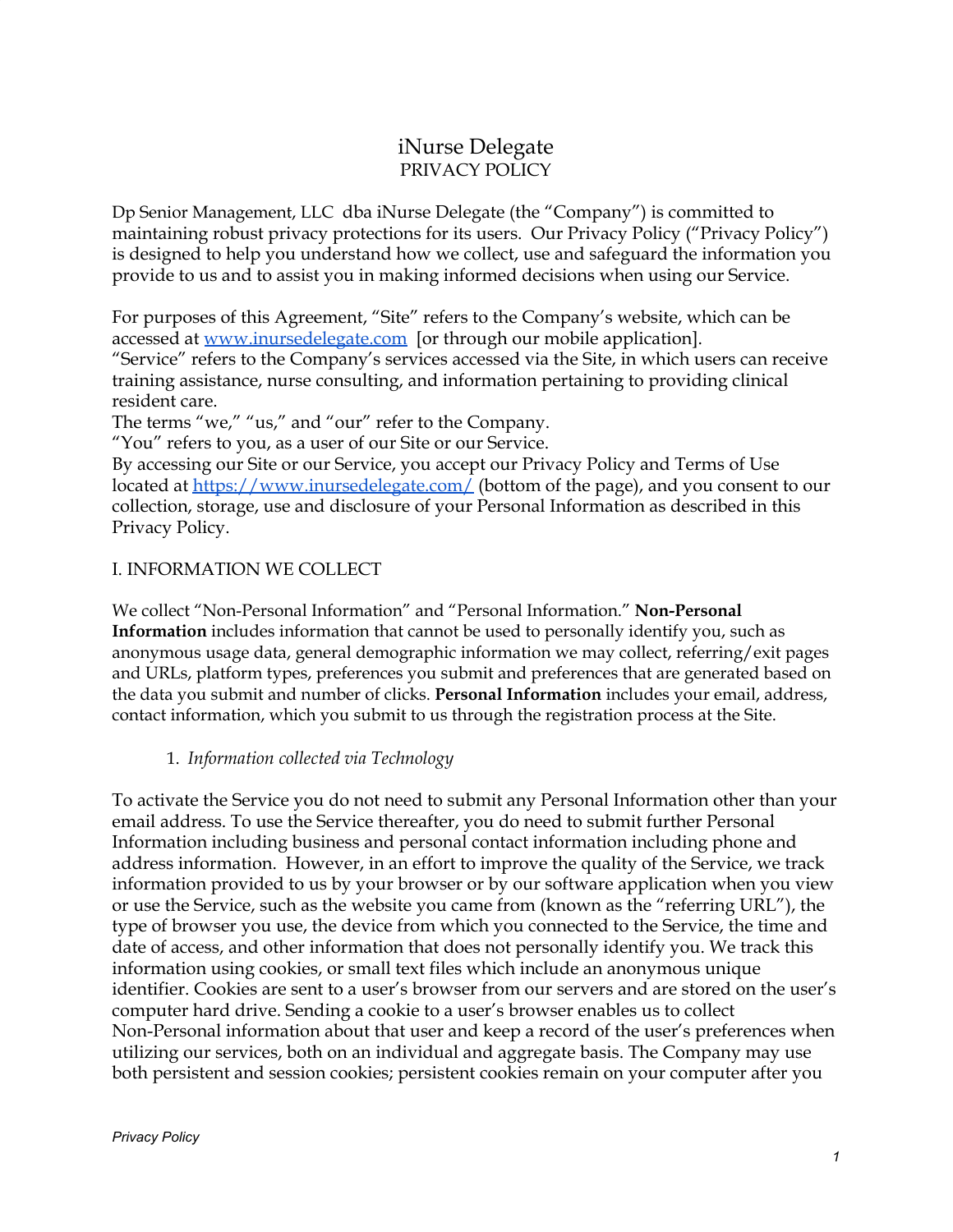# iNurse Delegate

## PRIVACY POLICY

Dp Senior Management, LLC dba iNurse Delegate (the "Company") is committed to maintaining robust privacy protections for its users. Our Privacy Policy ("Privacy Policy") is designed to help you understand how we collect, use and safeguard the information you provide to us and to assist you in making informed decisions when using our Service.

For purposes of this Agreement, "Site" refers to the Company's website, which can be accessed at [www.inursedelegate.com](http://www.inursedelegate.com) [or through our mobile application].
"Service" refers to the Company's services accessed via the Site, in which users can receive training assistance, nurse consulting, and information pertaining to providing clinical resident care.
The terms "we," "us," and "our" refer to the Company.
"You" refers to you, as a user of our Site or our Service.
By accessing our Site or our Service, you accept our Privacy Policy and Terms of Use located at [https://www.inursedelegate.com/](https://www.inursedelegate.com/) (bottom of the page), and you consent to our collection, storage, use and disclosure of your Personal Information as described in this Privacy Policy.

## I. INFORMATION WE COLLECT

We collect "Non-Personal Information" and "Personal Information." **Non-Personal Information** includes information that cannot be used to personally identify you, such as anonymous usage data, general demographic information we may collect, referring/exit pages and URLs, platform types, preferences you submit and preferences that are generated based on the data you submit and number of clicks. **Personal Information** includes your email, address, contact information, which you submit to us through the registration process at the Site.

1. *Information collected via Technology*

To activate the Service you do not need to submit any Personal Information other than your email address. To use the Service thereafter, you do need to submit further Personal Information including business and personal contact information including phone and address information. However, in an effort to improve the quality of the Service, we track information provided to us by your browser or by our software application when you view or use the Service, such as the website you came from (known as the "referring URL"), the type of browser you use, the device from which you connected to the Service, the time and date of access, and other information that does not personally identify you. We track this information using cookies, or small text files which include an anonymous unique identifier. Cookies are sent to a user's browser from our servers and are stored on the user's computer hard drive. Sending a cookie to a user's browser enables us to collect Non-Personal information about that user and keep a record of the user's preferences when utilizing our services, both on an individual and aggregate basis. The Company may use both persistent and session cookies; persistent cookies remain on your computer after you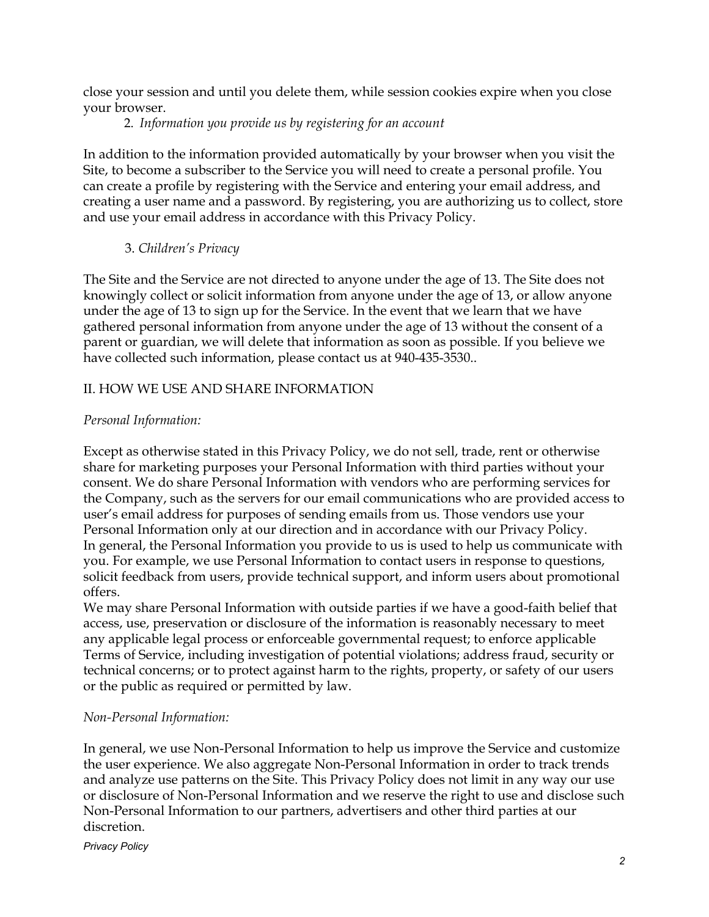close your session and until you delete them, while session cookies expire when you close your browser.

2. *Information you provide us by registering for an account*

In addition to the information provided automatically by your browser when you visit the Site, to become a subscriber to the Service you will need to create a personal profile. You can create a profile by registering with the Service and entering your email address, and creating a user name and a password. By registering, you are authorizing us to collect, store and use your email address in accordance with this Privacy Policy.

3. *Children's Privacy*

The Site and the Service are not directed to anyone under the age of 13. The Site does not knowingly collect or solicit information from anyone under the age of 13, or allow anyone under the age of 13 to sign up for the Service. In the event that we learn that we have gathered personal information from anyone under the age of 13 without the consent of a parent or guardian, we will delete that information as soon as possible. If you believe we have collected such information, please contact us at 940-435-3530..

## II. HOW WE USE AND SHARE INFORMATION

*Personal Information:*

Except as otherwise stated in this Privacy Policy, we do not sell, trade, rent or otherwise share for marketing purposes your Personal Information with third parties without your consent. We do share Personal Information with vendors who are performing services for the Company, such as the servers for our email communications who are provided access to user's email address for purposes of sending emails from us. Those vendors use your Personal Information only at our direction and in accordance with our Privacy Policy.
In general, the Personal Information you provide to us is used to help us communicate with you. For example, we use Personal Information to contact users in response to questions, solicit feedback from users, provide technical support, and inform users about promotional offers.
We may share Personal Information with outside parties if we have a good-faith belief that access, use, preservation or disclosure of the information is reasonably necessary to meet any applicable legal process or enforceable governmental request; to enforce applicable Terms of Service, including investigation of potential violations; address fraud, security or technical concerns; or to protect against harm to the rights, property, or safety of our users or the public as required or permitted by law.

*Non-Personal Information:*

In general, we use Non-Personal Information to help us improve the Service and customize the user experience. We also aggregate Non-Personal Information in order to track trends and analyze use patterns on the Site. This Privacy Policy does not limit in any way our use or disclosure of Non-Personal Information and we reserve the right to use and disclose such Non-Personal Information to our partners, advertisers and other third parties at our discretion.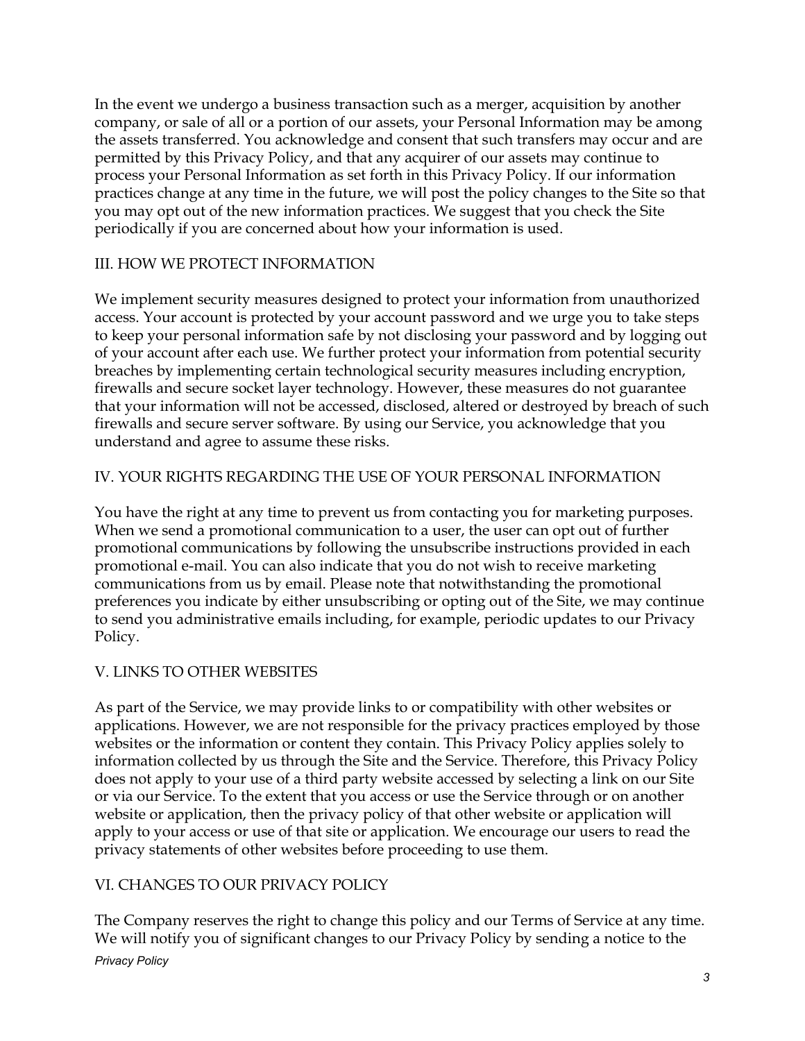In the event we undergo a business transaction such as a merger, acquisition by another company, or sale of all or a portion of our assets, your Personal Information may be among the assets transferred. You acknowledge and consent that such transfers may occur and are permitted by this Privacy Policy, and that any acquirer of our assets may continue to process your Personal Information as set forth in this Privacy Policy. If our information practices change at any time in the future, we will post the policy changes to the Site so that you may opt out of the new information practices. We suggest that you check the Site periodically if you are concerned about how your information is used.

## III. HOW WE PROTECT INFORMATION

We implement security measures designed to protect your information from unauthorized access. Your account is protected by your account password and we urge you to take steps to keep your personal information safe by not disclosing your password and by logging out of your account after each use. We further protect your information from potential security breaches by implementing certain technological security measures including encryption, firewalls and secure socket layer technology. However, these measures do not guarantee that your information will not be accessed, disclosed, altered or destroyed by breach of such firewalls and secure server software. By using our Service, you acknowledge that you understand and agree to assume these risks.

## IV. YOUR RIGHTS REGARDING THE USE OF YOUR PERSONAL INFORMATION

You have the right at any time to prevent us from contacting you for marketing purposes. When we send a promotional communication to a user, the user can opt out of further promotional communications by following the unsubscribe instructions provided in each promotional e-mail. You can also indicate that you do not wish to receive marketing communications from us by email. Please note that notwithstanding the promotional preferences you indicate by either unsubscribing or opting out of the Site, we may continue to send you administrative emails including, for example, periodic updates to our Privacy Policy.

## V. LINKS TO OTHER WEBSITES

As part of the Service, we may provide links to or compatibility with other websites or applications. However, we are not responsible for the privacy practices employed by those websites or the information or content they contain. This Privacy Policy applies solely to information collected by us through the Site and the Service. Therefore, this Privacy Policy does not apply to your use of a third party website accessed by selecting a link on our Site or via our Service. To the extent that you access or use the Service through or on another website or application, then the privacy policy of that other website or application will apply to your access or use of that site or application. We encourage our users to read the privacy statements of other websites before proceeding to use them.

## VI. CHANGES TO OUR PRIVACY POLICY

The Company reserves the right to change this policy and our Terms of Service at any time. We will notify you of significant changes to our Privacy Policy by sending a notice to the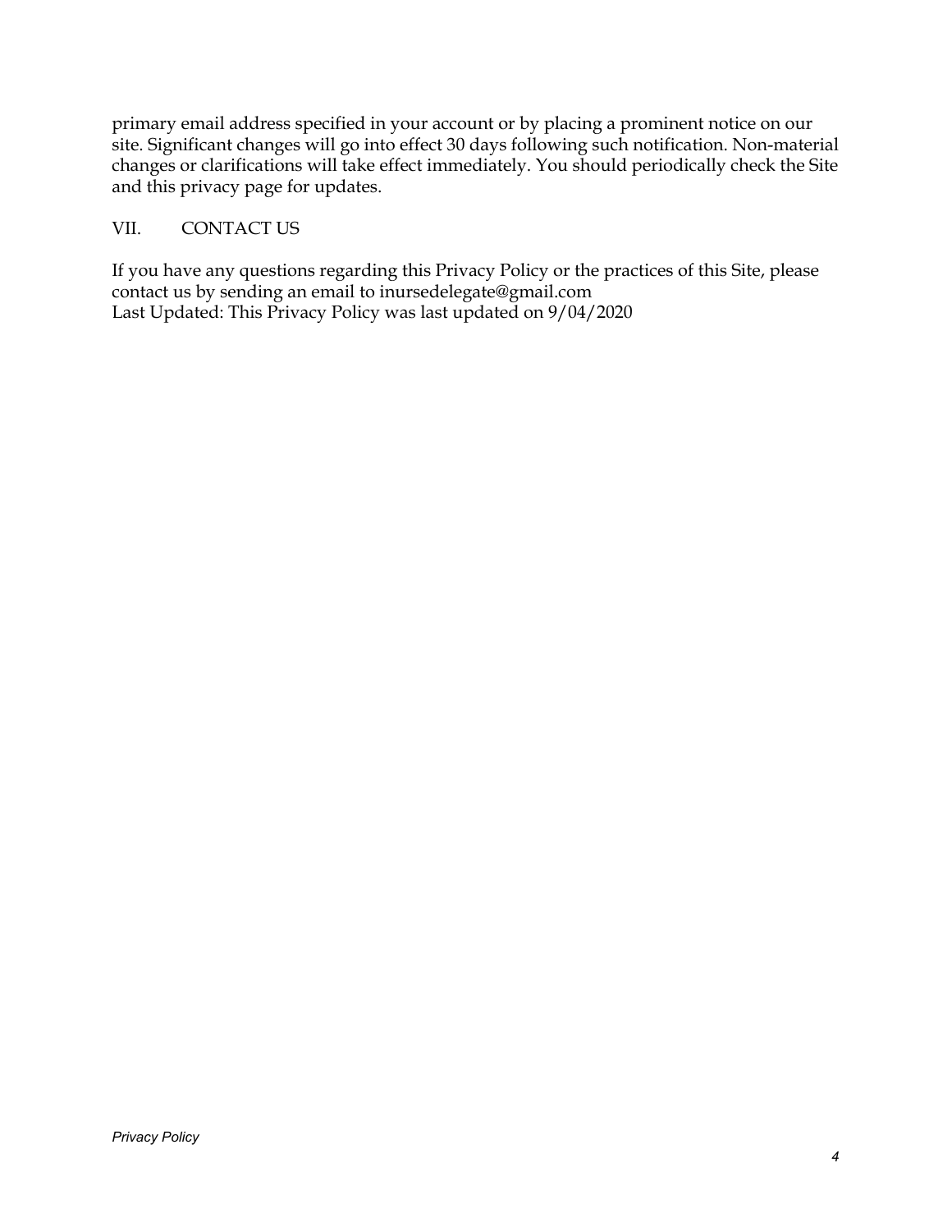primary email address specified in your account or by placing a prominent notice on our site. Significant changes will go into effect 30 days following such notification. Non-material changes or clarifications will take effect immediately. You should periodically check the Site and this privacy page for updates.

## VII. CONTACT US

If you have any questions regarding this Privacy Policy or the practices of this Site, please contact us by sending an email to inursedelegate@gmail.com
Last Updated: This Privacy Policy was last updated on 9/04/2020